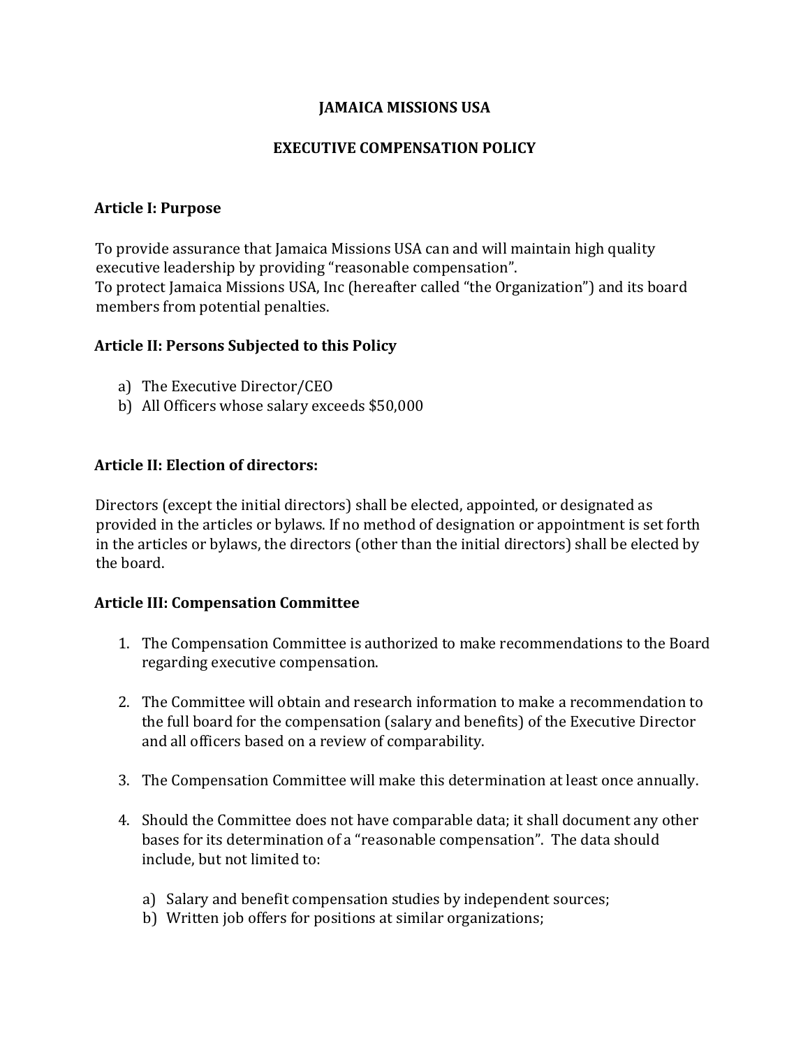# JAMAICA MISSIONS USA

## EXECUTIVE COMPENSATION POLICY

### Article I: Purpose

To provide assurance that Jamaica Missions USA can and will maintain high quality executive leadership by providing "reasonable compensation".
To protect Jamaica Missions USA, Inc (hereafter called "the Organization") and its board members from potential penalties.

### Article II: Persons Subjected to this Policy

a) The Executive Director/CEO
b) All Officers whose salary exceeds $50,000

### Article II: Election of directors:

Directors (except the initial directors) shall be elected, appointed, or designated as provided in the articles or bylaws. If no method of designation or appointment is set forth in the articles or bylaws, the directors (other than the initial directors) shall be elected by the board.

### Article III: Compensation Committee

1. The Compensation Committee is authorized to make recommendations to the Board regarding executive compensation.

2. The Committee will obtain and research information to make a recommendation to the full board for the compensation (salary and benefits) of the Executive Director and all officers based on a review of comparability.

3. The Compensation Committee will make this determination at least once annually.

4. Should the Committee does not have comparable data; it shall document any other bases for its determination of a "reasonable compensation". The data should include, but not limited to:

   a) Salary and benefit compensation studies by independent sources;
   b) Written job offers for positions at similar organizations;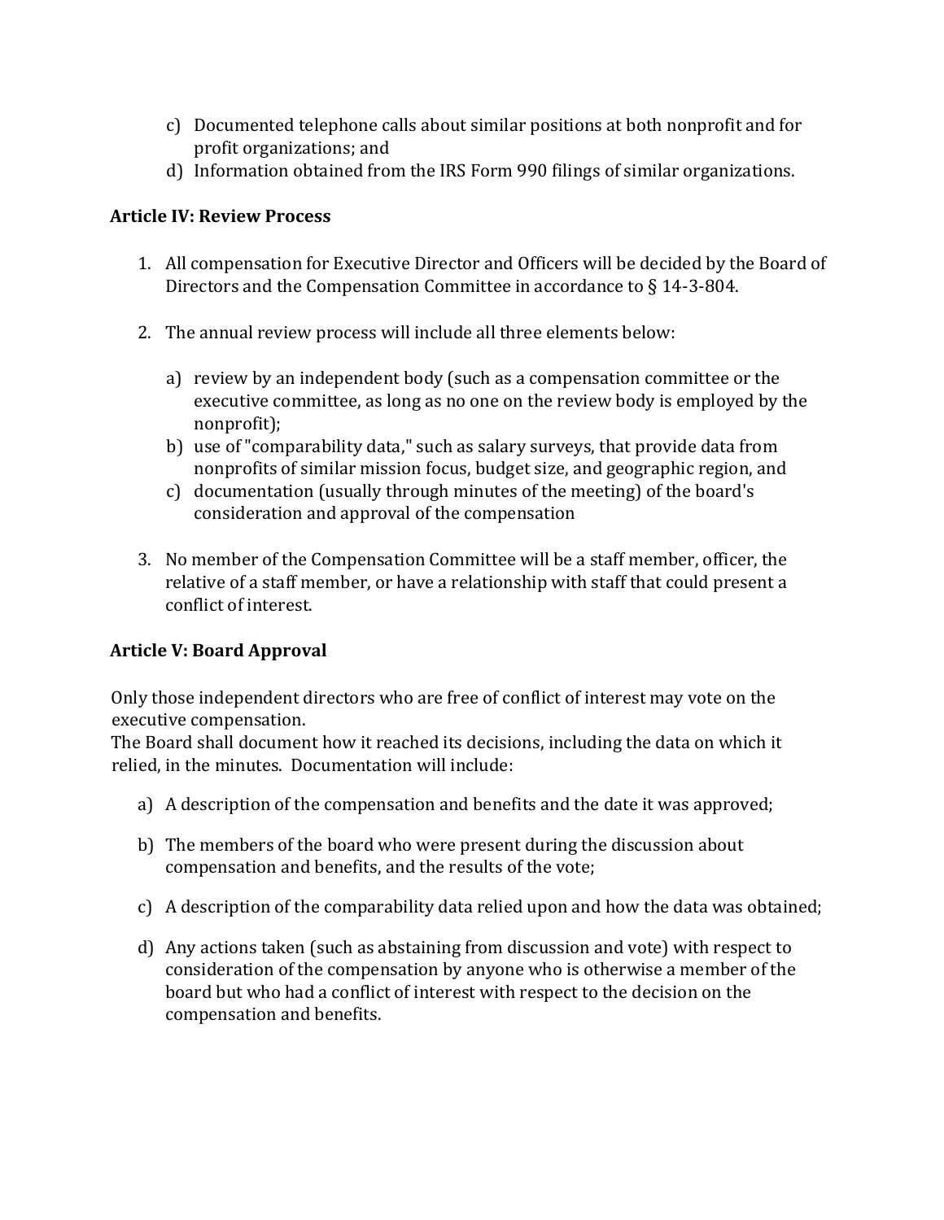c) Documented telephone calls about similar positions at both nonprofit and for profit organizations; and
d) Information obtained from the IRS Form 990 filings of similar organizations.

**Article IV: Review Process**

1. All compensation for Executive Director and Officers will be decided by the Board of Directors and the Compensation Committee in accordance to § 14-3-804.

2. The annual review process will include all three elements below:

   a) review by an independent body (such as a compensation committee or the executive committee, as long as no one on the review body is employed by the nonprofit);
   b) use of "comparability data," such as salary surveys, that provide data from nonprofits of similar mission focus, budget size, and geographic region, and
   c) documentation (usually through minutes of the meeting) of the board's consideration and approval of the compensation

3. No member of the Compensation Committee will be a staff member, officer, the relative of a staff member, or have a relationship with staff that could present a conflict of interest.

**Article V: Board Approval**

Only those independent directors who are free of conflict of interest may vote on the executive compensation.
The Board shall document how it reached its decisions, including the data on which it relied, in the minutes. Documentation will include:

a) A description of the compensation and benefits and the date it was approved;

b) The members of the board who were present during the discussion about compensation and benefits, and the results of the vote;

c) A description of the comparability data relied upon and how the data was obtained;

d) Any actions taken (such as abstaining from discussion and vote) with respect to consideration of the compensation by anyone who is otherwise a member of the board but who had a conflict of interest with respect to the decision on the compensation and benefits.